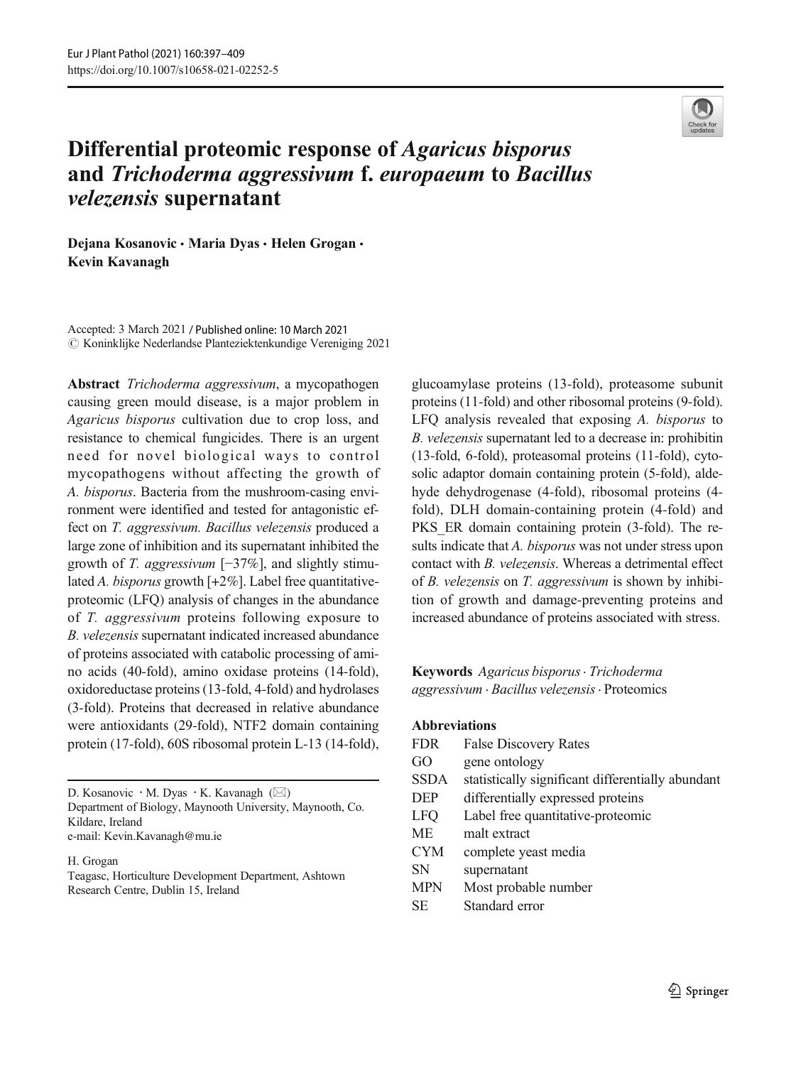# Differential proteomic response of *Agaricus bisporus* and *Trichoderma aggressivum* f. *europaeum* to *Bacillus velezensis* supernatant

**Dejana Kosanovic · Maria Dyas · Helen Grogan · Kevin Kavanagh**

Accepted: 3 March 2021 / Published online: 10 March 2021
© Koninklijke Nederlandse Planteziektenkundige Vereniging 2021

**Abstract** *Trichoderma aggressivum*, a mycopathogen causing green mould disease, is a major problem in *Agaricus bisporus* cultivation due to crop loss, and resistance to chemical fungicides. There is an urgent need for novel biological ways to control mycopathogens without affecting the growth of *A. bisporus*. Bacteria from the mushroom-casing environment were identified and tested for antagonistic effect on *T. aggressivum. Bacillus velezensis* produced a large zone of inhibition and its supernatant inhibited the growth of *T. aggressivum* [−37%], and slightly stimulated *A. bisporus* growth [+2%]. Label free quantitative-proteomic (LFQ) analysis of changes in the abundance of *T. aggressivum* proteins following exposure to *B. velezensis* supernatant indicated increased abundance of proteins associated with catabolic processing of amino acids (40-fold), amino oxidase proteins (14-fold), oxidoreductase proteins (13-fold, 4-fold) and hydrolases (3-fold). Proteins that decreased in relative abundance were antioxidants (29-fold), NTF2 domain containing protein (17-fold), 60S ribosomal protein L-13 (14-fold), glucoamylase proteins (13-fold), proteasome subunit proteins (11-fold) and other ribosomal proteins (9-fold). LFQ analysis revealed that exposing *A. bisporus* to *B. velezensis* supernatant led to a decrease in: prohibitin (13-fold, 6-fold), proteasomal proteins (11-fold), cytosolic adaptor domain containing protein (5-fold), aldehyde dehydrogenase (4-fold), ribosomal proteins (4-fold), DLH domain-containing protein (4-fold) and PKS_ER domain containing protein (3-fold). The results indicate that *A. bisporus* was not under stress upon contact with *B. velezensis*. Whereas a detrimental effect of *B. velezensis* on *T. aggressivum* is shown by inhibition of growth and damage-preventing proteins and increased abundance of proteins associated with stress.

**Keywords** *Agaricus bisporus* · *Trichoderma aggressivum* · *Bacillus velezensis* · Proteomics

**Abbreviations**

| | |
|---|---|
| FDR | False Discovery Rates |
| GO | gene ontology |
| SSDA | statistically significant differentially abundant |
| DEP | differentially expressed proteins |
| LFQ | Label free quantitative-proteomic |
| ME | malt extract |
| CYM | complete yeast media |
| SN | supernatant |
| MPN | Most probable number |
| SE | Standard error |

D. Kosanovic · M. Dyas · K. Kavanagh (✉)
Department of Biology, Maynooth University, Maynooth, Co. Kildare, Ireland
e-mail: Kevin.Kavanagh@mu.ie

H. Grogan
Teagasc, Horticulture Development Department, Ashtown Research Centre, Dublin 15, Ireland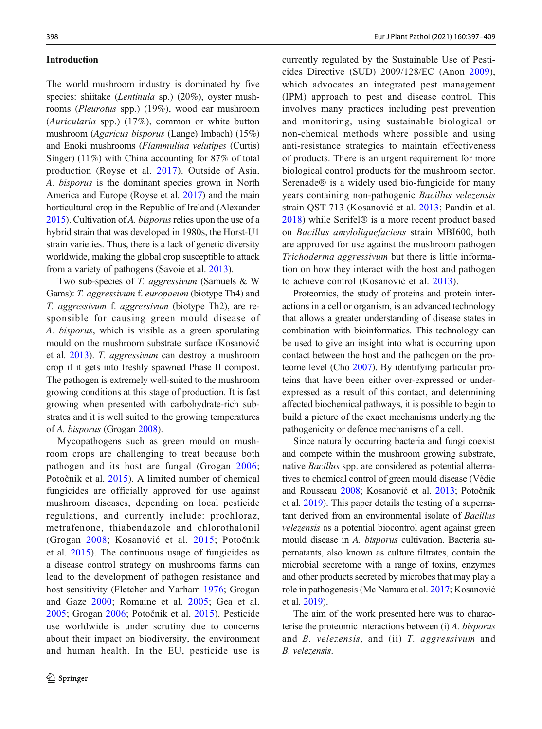## Introduction

The world mushroom industry is dominated by five species: shiitake (*Lentinula* sp.) (20%), oyster mushrooms (*Pleurotus* spp.) (19%), wood ear mushroom (*Auricularia* spp.) (17%), common or white button mushroom (*Agaricus bisporus* (Lange) Imbach) (15%) and Enoki mushrooms (*Flammulina velutipes* (Curtis) Singer) (11%) with China accounting for 87% of total production (Royse et al. 2017). Outside of Asia, *A. bisporus* is the dominant species grown in North America and Europe (Royse et al. 2017) and the main horticultural crop in the Republic of Ireland (Alexander 2015). Cultivation of *A. bisporus* relies upon the use of a hybrid strain that was developed in 1980s, the Horst-U1 strain varieties. Thus, there is a lack of genetic diversity worldwide, making the global crop susceptible to attack from a variety of pathogens (Savoie et al. 2013).

Two sub-species of *T. aggressivum* (Samuels & W Gams): *T. aggressivum* f. *europaeum* (biotype Th4) and *T. aggressivum* f. *aggressivum* (biotype Th2), are responsible for causing green mould disease of *A. bisporus*, which is visible as a green sporulating mould on the mushroom substrate surface (Kosanović et al. 2013). *T. aggressivum* can destroy a mushroom crop if it gets into freshly spawned Phase II compost. The pathogen is extremely well-suited to the mushroom growing conditions at this stage of production. It is fast growing when presented with carbohydrate-rich substrates and it is well suited to the growing temperatures of *A. bisporus* (Grogan 2008).

Mycopathogens such as green mould on mushroom crops are challenging to treat because both pathogen and its host are fungal (Grogan 2006; Potočnik et al. 2015). A limited number of chemical fungicides are officially approved for use against mushroom diseases, depending on local pesticide regulations, and currently include: prochloraz, metrafenone, thiabendazole and chlorothalonil (Grogan 2008; Kosanović et al. 2015; Potočnik et al. 2015). The continuous usage of fungicides as a disease control strategy on mushrooms farms can lead to the development of pathogen resistance and host sensitivity (Fletcher and Yarham 1976; Grogan and Gaze 2000; Romaine et al. 2005; Gea et al. 2005; Grogan 2006; Potočnik et al. 2015). Pesticide use worldwide is under scrutiny due to concerns about their impact on biodiversity, the environment and human health. In the EU, pesticide use is currently regulated by the Sustainable Use of Pesticides Directive (SUD) 2009/128/EC (Anon 2009), which advocates an integrated pest management (IPM) approach to pest and disease control. This involves many practices including pest prevention and monitoring, using sustainable biological or non-chemical methods where possible and using anti-resistance strategies to maintain effectiveness of products. There is an urgent requirement for more biological control products for the mushroom sector. Serenade® is a widely used bio-fungicide for many years containing non-pathogenic *Bacillus velezensis* strain QST 713 (Kosanović et al. 2013; Pandin et al. 2018) while Serifel® is a more recent product based on *Bacillus amyloliquefaciens* strain MBI600, both are approved for use against the mushroom pathogen *Trichoderma aggressivum* but there is little information on how they interact with the host and pathogen to achieve control (Kosanović et al. 2013).

Proteomics, the study of proteins and protein interactions in a cell or organism, is an advanced technology that allows a greater understanding of disease states in combination with bioinformatics. This technology can be used to give an insight into what is occurring upon contact between the host and the pathogen on the proteome level (Cho 2007). By identifying particular proteins that have been either over-expressed or under-expressed as a result of this contact, and determining affected biochemical pathways, it is possible to begin to build a picture of the exact mechanisms underlying the pathogenicity or defence mechanisms of a cell.

Since naturally occurring bacteria and fungi coexist and compete within the mushroom growing substrate, native *Bacillus* spp. are considered as potential alternatives to chemical control of green mould disease (Védie and Rousseau 2008; Kosanović et al. 2013; Potočnik et al. 2019). This paper details the testing of a supernatant derived from an environmental isolate of *Bacillus velezensis* as a potential biocontrol agent against green mould disease in *A. bisporus* cultivation. Bacteria supernatants, also known as culture filtrates, contain the microbial secretome with a range of toxins, enzymes and other products secreted by microbes that may play a role in pathogenesis (Mc Namara et al. 2017; Kosanović et al. 2019).

The aim of the work presented here was to characterise the proteomic interactions between (i) *A. bisporus* and *B. velezensis*, and (ii) *T. aggressivum* and *B. velezensis*.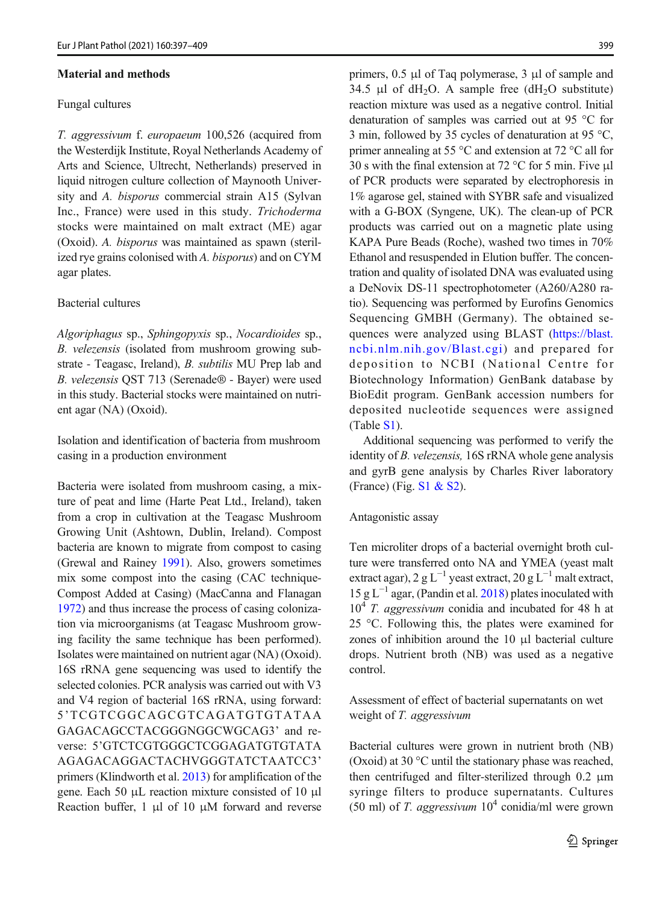## Material and methods

### Fungal cultures

*T. aggressivum* f. *europaeum* 100,526 (acquired from the Westerdijk Institute, Royal Netherlands Academy of Arts and Science, Ultrecht, Netherlands) preserved in liquid nitrogen culture collection of Maynooth University and *A. bisporus* commercial strain A15 (Sylvan Inc., France) were used in this study. *Trichoderma* stocks were maintained on malt extract (ME) agar (Oxoid). *A. bisporus* was maintained as spawn (sterilized rye grains colonised with *A. bisporus*) and on CYM agar plates.

### Bacterial cultures

*Algoriphagus* sp., *Sphingopyxis* sp., *Nocardioides* sp., *B. velezensis* (isolated from mushroom growing substrate - Teagasc, Ireland), *B. subtilis* MU Prep lab and *B. velezensis* QST 713 (Serenade® - Bayer) were used in this study. Bacterial stocks were maintained on nutrient agar (NA) (Oxoid).

### Isolation and identification of bacteria from mushroom casing in a production environment

Bacteria were isolated from mushroom casing, a mixture of peat and lime (Harte Peat Ltd., Ireland), taken from a crop in cultivation at the Teagasc Mushroom Growing Unit (Ashtown, Dublin, Ireland). Compost bacteria are known to migrate from compost to casing (Grewal and Rainey 1991). Also, growers sometimes mix some compost into the casing (CAC technique-Compost Added at Casing) (MacCanna and Flanagan 1972) and thus increase the process of casing colonization via microorganisms (at Teagasc Mushroom growing facility the same technique has been performed). Isolates were maintained on nutrient agar (NA) (Oxoid). 16S rRNA gene sequencing was used to identify the selected colonies. PCR analysis was carried out with V3 and V4 region of bacterial 16S rRNA, using forward: 5'TCGTCGGCAGCGTCAGATGTGTATAAGAGACAGCCTACGGGNGGCWGCAG3' and reverse: 5'GTCTCGTGGGCTCGGAGATGTGTATAAGAGACAGGACTACHVGGGTATCTAATCC3' primers (Klindworth et al. 2013) for amplification of the gene. Each 50 μL reaction mixture consisted of 10 μl Reaction buffer, 1 μl of 10 μM forward and reverse primers, 0.5 μl of Taq polymerase, 3 μl of sample and 34.5 μl of $dH_2O$. A sample free ($dH_2O$ substitute) reaction mixture was used as a negative control. Initial denaturation of samples was carried out at 95 °C for 3 min, followed by 35 cycles of denaturation at 95 °C, primer annealing at 55 °C and extension at 72 °C all for 30 s with the final extension at 72 °C for 5 min. Five μl of PCR products were separated by electrophoresis in 1% agarose gel, stained with SYBR safe and visualized with a G-BOX (Syngene, UK). The clean-up of PCR products was carried out on a magnetic plate using KAPA Pure Beads (Roche), washed two times in 70% Ethanol and resuspended in Elution buffer. The concentration and quality of isolated DNA was evaluated using a DeNovix DS-11 spectrophotometer (A260/A280 ratio). Sequencing was performed by Eurofins Genomics Sequencing GMBH (Germany). The obtained sequences were analyzed using BLAST (https://blast.ncbi.nlm.nih.gov/Blast.cgi) and prepared for deposition to NCBI (National Centre for Biotechnology Information) GenBank database by BioEdit program. GenBank accession numbers for deposited nucleotide sequences were assigned (Table S1).

Additional sequencing was performed to verify the identity of *B. velezensis,* 16S rRNA whole gene analysis and gyrB gene analysis by Charles River laboratory (France) (Fig. S1 & S2).

### Antagonistic assay

Ten microliter drops of a bacterial overnight broth culture were transferred onto NA and YMEA (yeast malt extract agar), 2 g $L^{-1}$ yeast extract, 20 g $L^{-1}$ malt extract, 15 g $L^{-1}$ agar, (Pandin et al. 2018) plates inoculated with $10^4$ *T. aggressivum* conidia and incubated for 48 h at 25 °C. Following this, the plates were examined for zones of inhibition around the 10 μl bacterial culture drops. Nutrient broth (NB) was used as a negative control.

### Assessment of effect of bacterial supernatants on wet weight of *T. aggressivum*

Bacterial cultures were grown in nutrient broth (NB) (Oxoid) at 30 °C until the stationary phase was reached, then centrifuged and filter-sterilized through 0.2 μm syringe filters to produce supernatants. Cultures (50 ml) of *T. aggressivum* $10^4$ conidia/ml were grown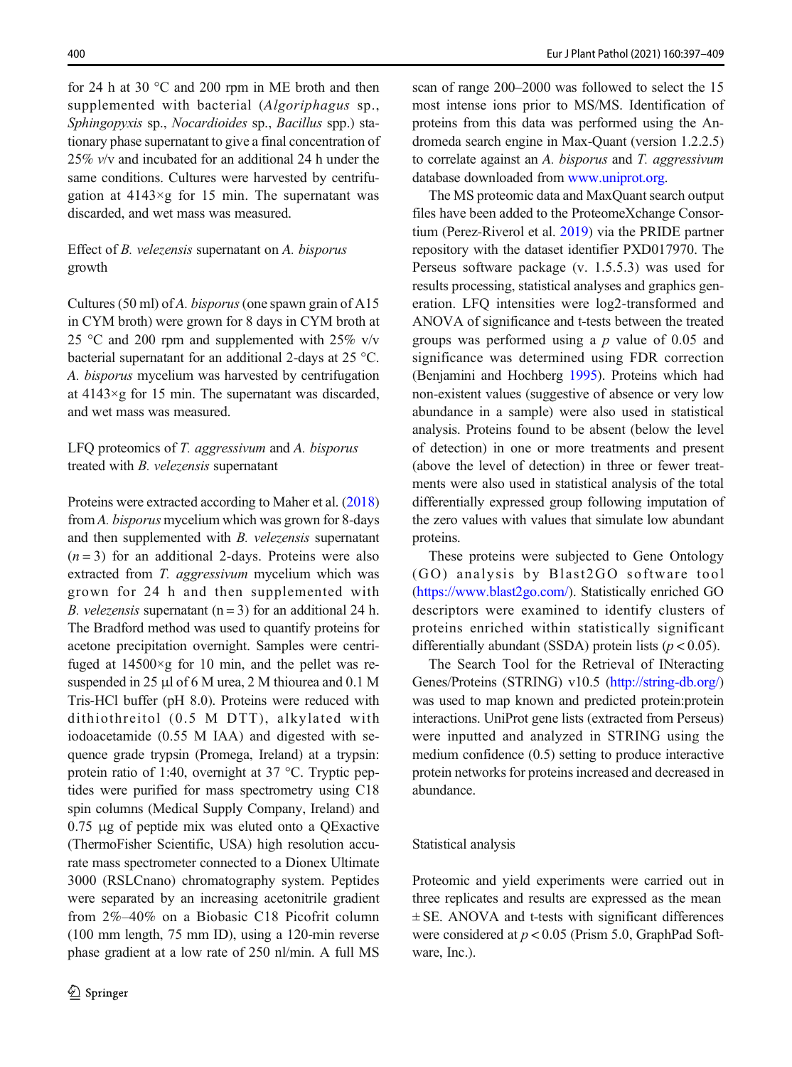for 24 h at 30 °C and 200 rpm in ME broth and then supplemented with bacterial (*Algoriphagus* sp., *Sphingopyxis* sp., *Nocardioides* sp., *Bacillus* spp.) stationary phase supernatant to give a final concentration of 25% *v*/v and incubated for an additional 24 h under the same conditions. Cultures were harvested by centrifugation at 4143×g for 15 min. The supernatant was discarded, and wet mass was measured.

## Effect of *B. velezensis* supernatant on *A. bisporus* growth

Cultures (50 ml) of *A. bisporus* (one spawn grain of A15 in CYM broth) were grown for 8 days in CYM broth at 25 °C and 200 rpm and supplemented with 25% v/v bacterial supernatant for an additional 2-days at 25 °C. *A. bisporus* mycelium was harvested by centrifugation at 4143×g for 15 min. The supernatant was discarded, and wet mass was measured.

## LFQ proteomics of *T. aggressivum* and *A. bisporus* treated with *B. velezensis* supernatant

Proteins were extracted according to Maher et al. (2018) from *A. bisporus* mycelium which was grown for 8-days and then supplemented with *B. velezensis* supernatant ($n = 3$) for an additional 2-days. Proteins were also extracted from *T. aggressivum* mycelium which was grown for 24 h and then supplemented with *B. velezensis* supernatant (n = 3) for an additional 24 h. The Bradford method was used to quantify proteins for acetone precipitation overnight. Samples were centrifuged at 14500×g for 10 min, and the pellet was resuspended in 25 μl of 6 M urea, 2 M thiourea and 0.1 M Tris-HCl buffer (pH 8.0). Proteins were reduced with dithiothreitol (0.5 M DTT), alkylated with iodoacetamide (0.55 M IAA) and digested with sequence grade trypsin (Promega, Ireland) at a trypsin: protein ratio of 1:40, overnight at 37 °C. Tryptic peptides were purified for mass spectrometry using C18 spin columns (Medical Supply Company, Ireland) and 0.75 μg of peptide mix was eluted onto a QExactive (ThermoFisher Scientific, USA) high resolution accurate mass spectrometer connected to a Dionex Ultimate 3000 (RSLCnano) chromatography system. Peptides were separated by an increasing acetonitrile gradient from 2%–40% on a Biobasic C18 Picofrit column (100 mm length, 75 mm ID), using a 120-min reverse phase gradient at a low rate of 250 nl/min. A full MS scan of range 200–2000 was followed to select the 15 most intense ions prior to MS/MS. Identification of proteins from this data was performed using the Andromeda search engine in Max-Quant (version 1.2.2.5) to correlate against an *A. bisporus* and *T. aggressivum* database downloaded from www.uniprot.org.

The MS proteomic data and MaxQuant search output files have been added to the ProteomeXchange Consortium (Perez-Riverol et al. 2019) via the PRIDE partner repository with the dataset identifier PXD017970. The Perseus software package (v. 1.5.5.3) was used for results processing, statistical analyses and graphics generation. LFQ intensities were log2-transformed and ANOVA of significance and t-tests between the treated groups was performed using a *p* value of 0.05 and significance was determined using FDR correction (Benjamini and Hochberg 1995). Proteins which had non-existent values (suggestive of absence or very low abundance in a sample) were also used in statistical analysis. Proteins found to be absent (below the level of detection) in one or more treatments and present (above the level of detection) in three or fewer treatments were also used in statistical analysis of the total differentially expressed group following imputation of the zero values with values that simulate low abundant proteins.

These proteins were subjected to Gene Ontology (GO) analysis by Blast2GO software tool (https://www.blast2go.com/). Statistically enriched GO descriptors were examined to identify clusters of proteins enriched within statistically significant differentially abundant (SSDA) protein lists ($p < 0.05$).

The Search Tool for the Retrieval of INteracting Genes/Proteins (STRING) v10.5 (http://string-db.org/) was used to map known and predicted protein:protein interactions. UniProt gene lists (extracted from Perseus) were inputted and analyzed in STRING using the medium confidence (0.5) setting to produce interactive protein networks for proteins increased and decreased in abundance.

## Statistical analysis

Proteomic and yield experiments were carried out in three replicates and results are expressed as the mean ± SE. ANOVA and t-tests with significant differences were considered at $p < 0.05$ (Prism 5.0, GraphPad Software, Inc.).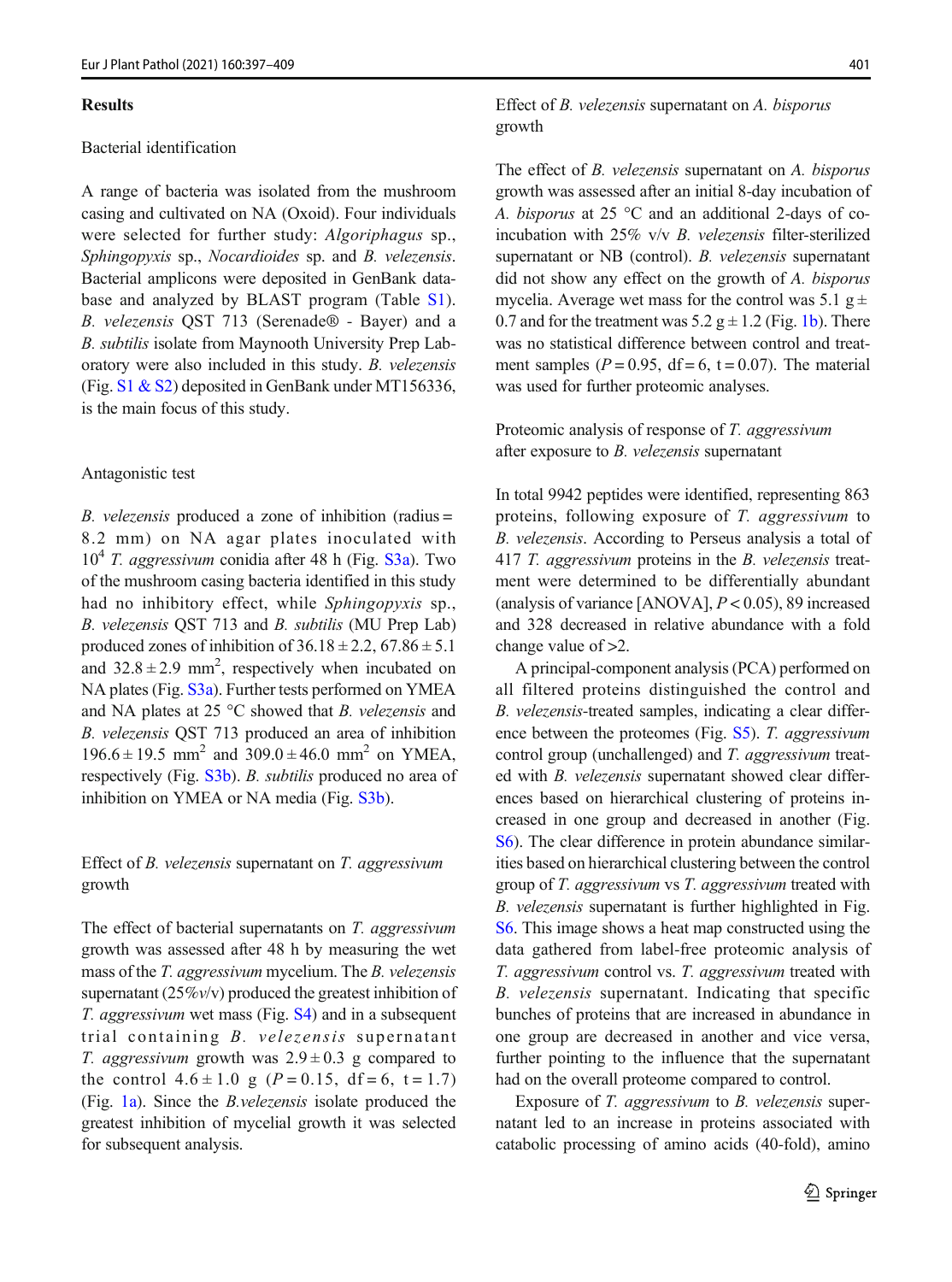## Results

### Bacterial identification

A range of bacteria was isolated from the mushroom casing and cultivated on NA (Oxoid). Four individuals were selected for further study: *Algoriphagus* sp., *Sphingopyxis* sp., *Nocardioides* sp. and *B. velezensis*. Bacterial amplicons were deposited in GenBank database and analyzed by BLAST program (Table S1). *B. velezensis* QST 713 (Serenade® - Bayer) and a *B. subtilis* isolate from Maynooth University Prep Laboratory were also included in this study. *B. velezensis* (Fig. S1 & S2) deposited in GenBank under MT156336, is the main focus of this study.

### Antagonistic test

*B. velezensis* produced a zone of inhibition (radius = 8.2 mm) on NA agar plates inoculated with $10^4$ *T. aggressivum* conidia after 48 h (Fig. S3a). Two of the mushroom casing bacteria identified in this study had no inhibitory effect, while *Sphingopyxis* sp., *B. velezensis* QST 713 and *B. subtilis* (MU Prep Lab) produced zones of inhibition of $36.18 \pm 2.2$, $67.86 \pm 5.1$ and $32.8 \pm 2.9$ mm$^2$, respectively when incubated on NA plates (Fig. S3a). Further tests performed on YMEA and NA plates at 25 °C showed that *B. velezensis* and *B. velezensis* QST 713 produced an area of inhibition $196.6 \pm 19.5$ mm$^2$ and $309.0 \pm 46.0$ mm$^2$ on YMEA, respectively (Fig. S3b). *B. subtilis* produced no area of inhibition on YMEA or NA media (Fig. S3b).

### Effect of *B. velezensis* supernatant on *T. aggressivum* growth

The effect of bacterial supernatants on *T. aggressivum* growth was assessed after 48 h by measuring the wet mass of the *T. aggressivum* mycelium. The *B. velezensis* supernatant (25%v/v) produced the greatest inhibition of *T. aggressivum* wet mass (Fig. S4) and in a subsequent trial containing *B. velezensis* supernatant *T. aggressivum* growth was $2.9 \pm 0.3$ g compared to the control $4.6 \pm 1.0$ g ($P = 0.15$, df = 6, t = 1.7) (Fig. 1a). Since the *B.velezensis* isolate produced the greatest inhibition of mycelial growth it was selected for subsequent analysis.

### Effect of *B. velezensis* supernatant on *A. bisporus* growth

The effect of *B. velezensis* supernatant on *A. bisporus* growth was assessed after an initial 8-day incubation of *A. bisporus* at 25 °C and an additional 2-days of co-incubation with 25% v/v *B. velezensis* filter-sterilized supernatant or NB (control). *B. velezensis* supernatant did not show any effect on the growth of *A. bisporus* mycelia. Average wet mass for the control was 5.1 g ± 0.7 and for the treatment was 5.2 g ± 1.2 (Fig. 1b). There was no statistical difference between control and treatment samples ($P = 0.95$, df = 6, t = 0.07). The material was used for further proteomic analyses.

### Proteomic analysis of response of *T. aggressivum* after exposure to *B. velezensis* supernatant

In total 9942 peptides were identified, representing 863 proteins, following exposure of *T. aggressivum* to *B. velezensis*. According to Perseus analysis a total of 417 *T. aggressivum* proteins in the *B. velezensis* treatment were determined to be differentially abundant (analysis of variance [ANOVA], $P < 0.05$), 89 increased and 328 decreased in relative abundance with a fold change value of >2.

A principal-component analysis (PCA) performed on all filtered proteins distinguished the control and *B. velezensis*-treated samples, indicating a clear difference between the proteomes (Fig. S5). *T. aggressivum* control group (unchallenged) and *T. aggressivum* treated with *B. velezensis* supernatant showed clear differences based on hierarchical clustering of proteins increased in one group and decreased in another (Fig. S6). The clear difference in protein abundance similarities based on hierarchical clustering between the control group of *T. aggressivum* vs *T. aggressivum* treated with *B. velezensis* supernatant is further highlighted in Fig. S6. This image shows a heat map constructed using the data gathered from label-free proteomic analysis of *T. aggressivum* control vs. *T. aggressivum* treated with *B. velezensis* supernatant. Indicating that specific bunches of proteins that are increased in abundance in one group are decreased in another and vice versa, further pointing to the influence that the supernatant had on the overall proteome compared to control.

Exposure of *T. aggressivum* to *B. velezensis* supernatant led to an increase in proteins associated with catabolic processing of amino acids (40-fold), amino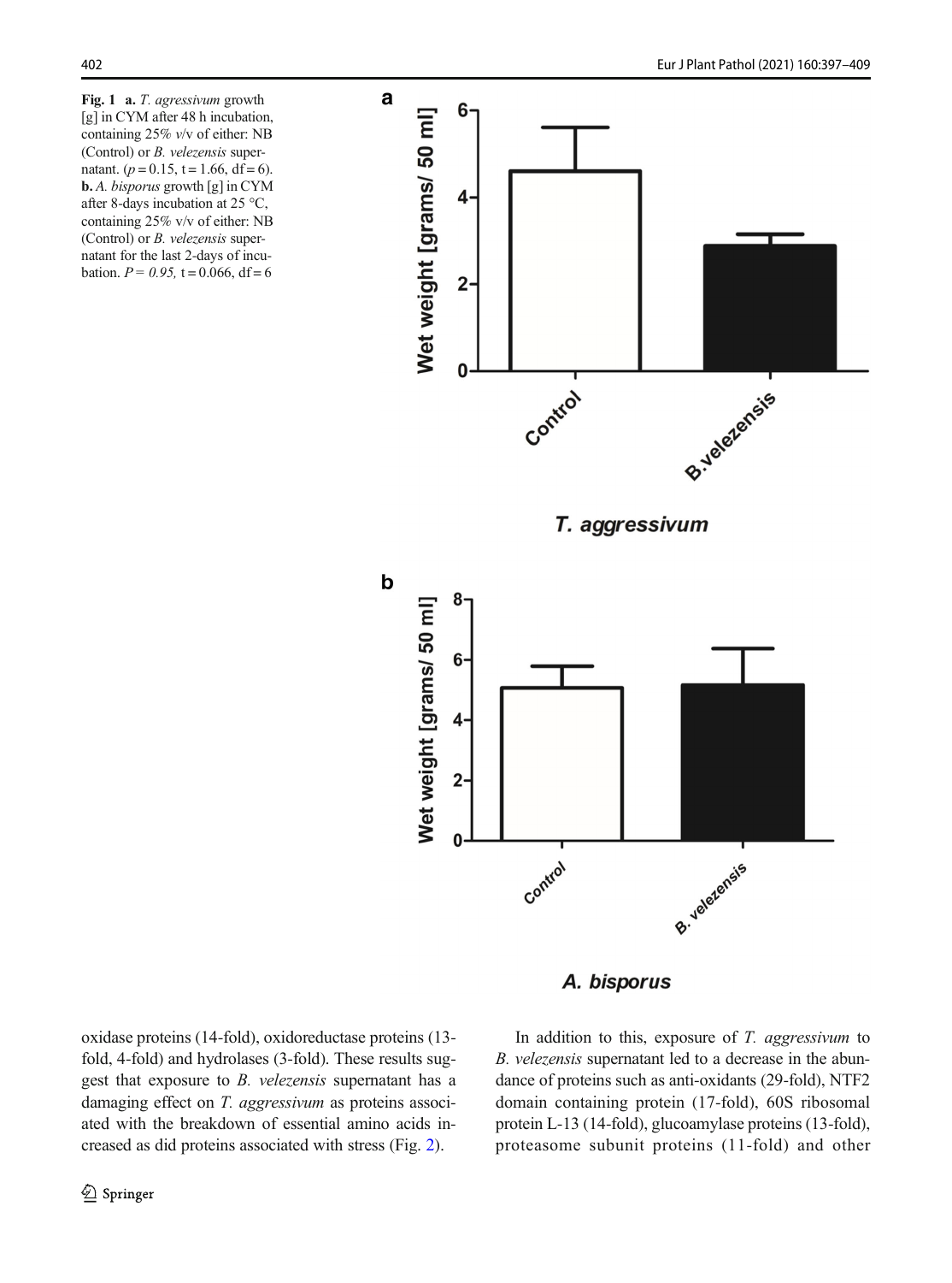**Fig. 1** **a.** *T. agressivum* growth [g] in CYM after 48 h incubation, containing 25% *v*/v of either: NB (Control) or *B. velezensis* supernatant. ($p = 0.15$, $t = 1.66$, $df = 6$). **b.** *A. bisporus* growth [g] in CYM after 8-days incubation at 25 °C, containing 25% v/v of either: NB (Control) or *B. velezensis* supernatant for the last 2-days of incubation. $P = 0.95$, $t = 0.066$, $df = 6$

oxidase proteins (14-fold), oxidoreductase proteins (13-fold, 4-fold) and hydrolases (3-fold). These results suggest that exposure to *B. velezensis* supernatant has a damaging effect on *T. aggressivum* as proteins associated with the breakdown of essential amino acids increased as did proteins associated with stress (Fig. 2).

In addition to this, exposure of *T. aggressivum* to *B. velezensis* supernatant led to a decrease in the abundance of proteins such as anti-oxidants (29-fold), NTF2 domain containing protein (17-fold), 60S ribosomal protein L-13 (14-fold), glucoamylase proteins (13-fold), proteasome subunit proteins (11-fold) and other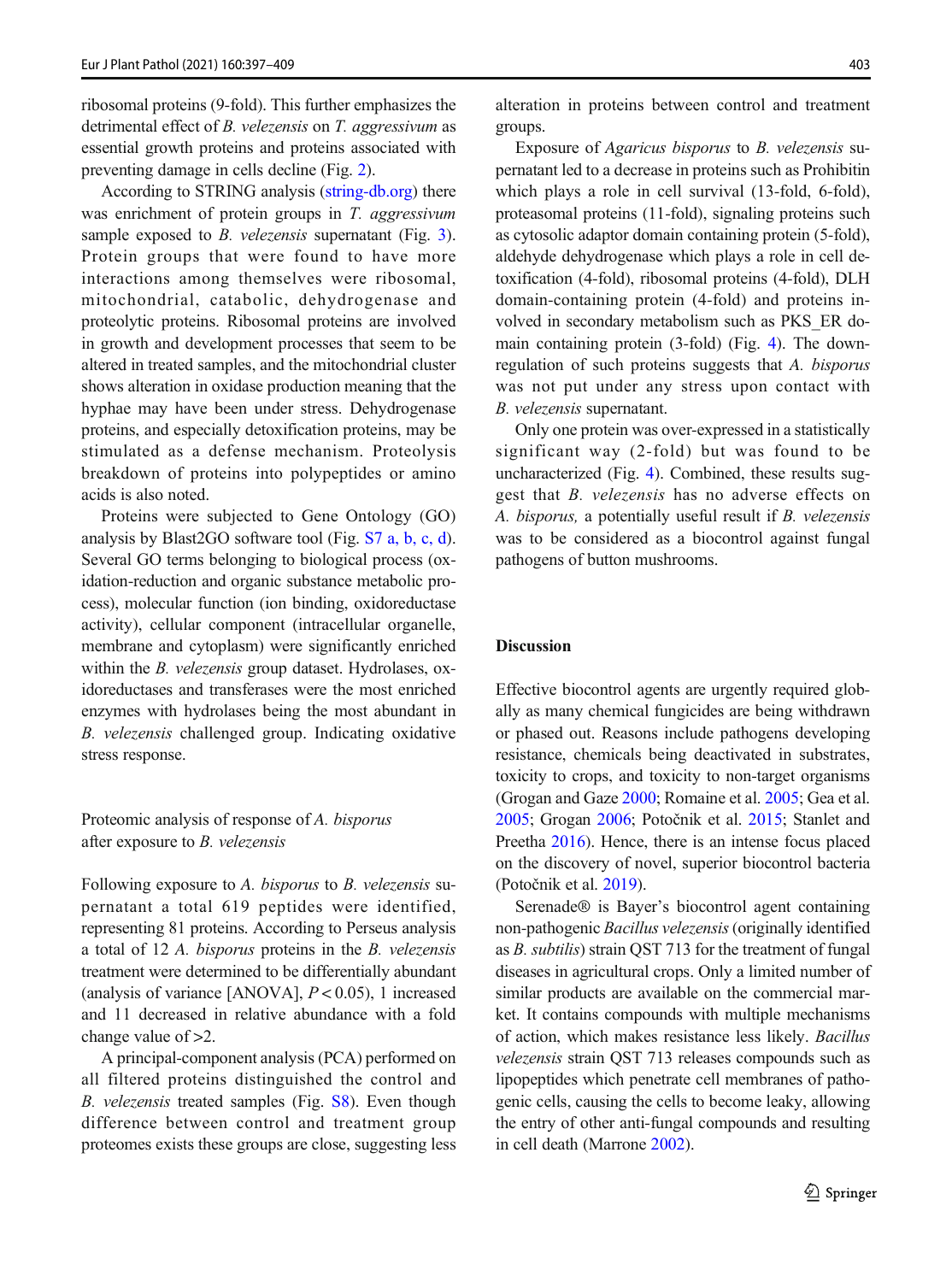ribosomal proteins (9-fold). This further emphasizes the detrimental effect of *B. velezensis* on *T. aggressivum* as essential growth proteins and proteins associated with preventing damage in cells decline (Fig. 2).

According to STRING analysis (string-db.org) there was enrichment of protein groups in *T. aggressivum* sample exposed to *B. velezensis* supernatant (Fig. 3). Protein groups that were found to have more interactions among themselves were ribosomal, mitochondrial, catabolic, dehydrogenase and proteolytic proteins. Ribosomal proteins are involved in growth and development processes that seem to be altered in treated samples, and the mitochondrial cluster shows alteration in oxidase production meaning that the hyphae may have been under stress. Dehydrogenase proteins, and especially detoxification proteins, may be stimulated as a defense mechanism. Proteolysis breakdown of proteins into polypeptides or amino acids is also noted.

Proteins were subjected to Gene Ontology (GO) analysis by Blast2GO software tool (Fig. S7 a, b, c, d). Several GO terms belonging to biological process (oxidation-reduction and organic substance metabolic process), molecular function (ion binding, oxidoreductase activity), cellular component (intracellular organelle, membrane and cytoplasm) were significantly enriched within the *B. velezensis* group dataset. Hydrolases, oxidoreductases and transferases were the most enriched enzymes with hydrolases being the most abundant in *B. velezensis* challenged group. Indicating oxidative stress response.

### Proteomic analysis of response of *A. bisporus* after exposure to *B. velezensis*

Following exposure to *A. bisporus* to *B. velezensis* supernatant a total 619 peptides were identified, representing 81 proteins. According to Perseus analysis a total of 12 *A. bisporus* proteins in the *B. velezensis* treatment were determined to be differentially abundant (analysis of variance [ANOVA], $P < 0.05$), 1 increased and 11 decreased in relative abundance with a fold change value of >2.

A principal-component analysis (PCA) performed on all filtered proteins distinguished the control and *B. velezensis* treated samples (Fig. S8). Even though difference between control and treatment group proteomes exists these groups are close, suggesting less alteration in proteins between control and treatment groups.

Exposure of *Agaricus bisporus* to *B. velezensis* supernatant led to a decrease in proteins such as Prohibitin which plays a role in cell survival (13-fold, 6-fold), proteasomal proteins (11-fold), signaling proteins such as cytosolic adaptor domain containing protein (5-fold), aldehyde dehydrogenase which plays a role in cell detoxification (4-fold), ribosomal proteins (4-fold), DLH domain-containing protein (4-fold) and proteins involved in secondary metabolism such as PKS_ER domain containing protein (3-fold) (Fig. 4). The downregulation of such proteins suggests that *A. bisporus* was not put under any stress upon contact with *B. velezensis* supernatant.

Only one protein was over-expressed in a statistically significant way (2-fold) but was found to be uncharacterized (Fig. 4). Combined, these results suggest that *B. velezensis* has no adverse effects on *A. bisporus,* a potentially useful result if *B. velezensis* was to be considered as a biocontrol against fungal pathogens of button mushrooms.

## Discussion

Effective biocontrol agents are urgently required globally as many chemical fungicides are being withdrawn or phased out. Reasons include pathogens developing resistance, chemicals being deactivated in substrates, toxicity to crops, and toxicity to non-target organisms (Grogan and Gaze 2000; Romaine et al. 2005; Gea et al. 2005; Grogan 2006; Potočnik et al. 2015; Stanlet and Preetha 2016). Hence, there is an intense focus placed on the discovery of novel, superior biocontrol bacteria (Potočnik et al. 2019).

Serenade® is Bayer's biocontrol agent containing non-pathogenic *Bacillus velezensis* (originally identified as *B. subtilis*) strain QST 713 for the treatment of fungal diseases in agricultural crops. Only a limited number of similar products are available on the commercial market. It contains compounds with multiple mechanisms of action, which makes resistance less likely. *Bacillus velezensis* strain QST 713 releases compounds such as lipopeptides which penetrate cell membranes of pathogenic cells, causing the cells to become leaky, allowing the entry of other anti-fungal compounds and resulting in cell death (Marrone 2002).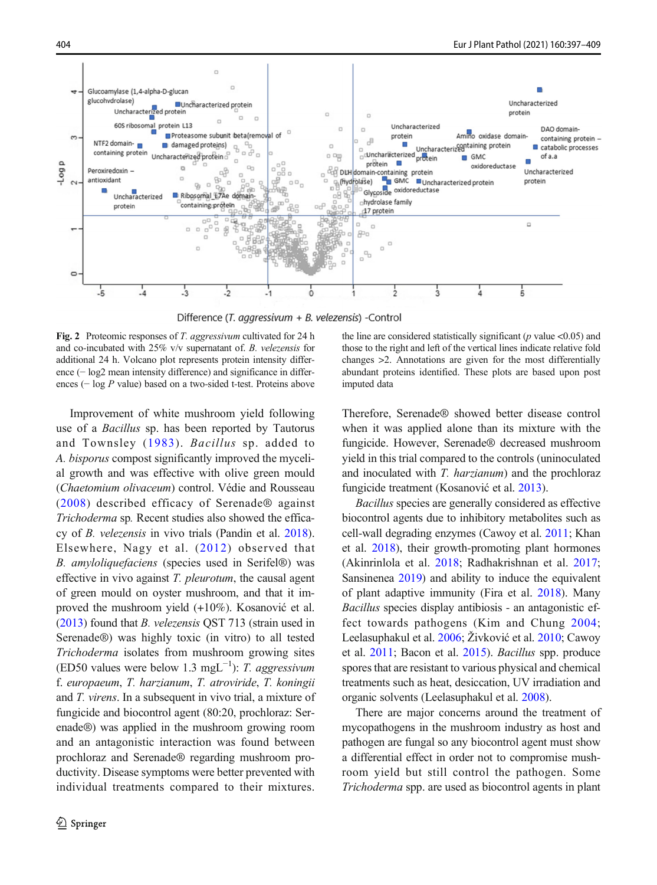**Fig. 2** Proteomic responses of *T. aggressivum* cultivated for 24 h and co-incubated with 25% v/v supernatant of. *B. velezensis* for additional 24 h. Volcano plot represents protein intensity difference (− log2 mean intensity difference) and significance in differences (− log *P* value) based on a two-sided t-test. Proteins above the line are considered statistically significant (*p* value <0.05) and those to the right and left of the vertical lines indicate relative fold changes >2. Annotations are given for the most differentially abundant proteins identified. These plots are based upon post imputed data

Improvement of white mushroom yield following use of a *Bacillus* sp. has been reported by Tautorus and Townsley (1983). *Bacillus* sp. added to *A. bisporus* compost significantly improved the mycelial growth and was effective with olive green mould (*Chaetomium olivaceum*) control. Védie and Rousseau (2008) described efficacy of Serenade® against *Trichoderma* sp. Recent studies also showed the efficacy of *B. velezensis* in vivo trials (Pandin et al. 2018). Elsewhere, Nagy et al. (2012) observed that *B. amyloliquefaciens* (species used in Serifel®) was effective in vivo against *T. pleurotum*, the causal agent of green mould on oyster mushroom, and that it improved the mushroom yield (+10%). Kosanović et al. (2013) found that *B. velezensis* QST 713 (strain used in Serenade®) was highly toxic (in vitro) to all tested *Trichoderma* isolates from mushroom growing sites (ED50 values were below 1.3 mgL$^{-1}$): *T. aggressivum* f. *europaeum*, *T. harzianum*, *T. atroviride*, *T. koningii* and *T. virens*. In a subsequent in vivo trial, a mixture of fungicide and biocontrol agent (80:20, prochloraz: Serenade®) was applied in the mushroom growing room and an antagonistic interaction was found between prochloraz and Serenade® regarding mushroom productivity. Disease symptoms were better prevented with individual treatments compared to their mixtures. Therefore, Serenade® showed better disease control when it was applied alone than its mixture with the fungicide. However, Serenade® decreased mushroom yield in this trial compared to the controls (uninoculated and inoculated with *T. harzianum*) and the prochloraz fungicide treatment (Kosanović et al. 2013).

*Bacillus* species are generally considered as effective biocontrol agents due to inhibitory metabolites such as cell-wall degrading enzymes (Cawoy et al. 2011; Khan et al. 2018), their growth-promoting plant hormones (Akinrinlola et al. 2018; Radhakrishnan et al. 2017; Sansinenea 2019) and ability to induce the equivalent of plant adaptive immunity (Fira et al. 2018). Many *Bacillus* species display antibiosis - an antagonistic effect towards pathogens (Kim and Chung 2004; Leelasuphakul et al. 2006; Živković et al. 2010; Cawoy et al. 2011; Bacon et al. 2015). *Bacillus* spp. produce spores that are resistant to various physical and chemical treatments such as heat, desiccation, UV irradiation and organic solvents (Leelasuphakul et al. 2008).

There are major concerns around the treatment of mycopathogens in the mushroom industry as host and pathogen are fungal so any biocontrol agent must show a differential effect in order not to compromise mushroom yield but still control the pathogen. Some *Trichoderma* spp. are used as biocontrol agents in plant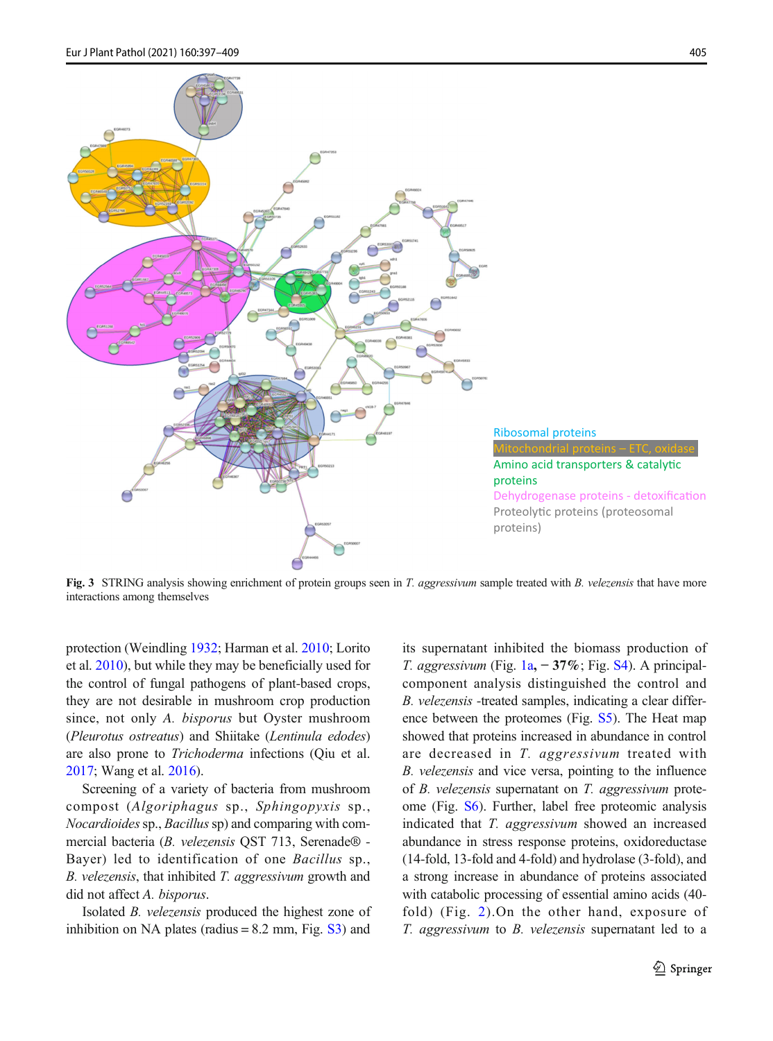Ribosomal proteins

Mitochondrial proteins – ETC, oxidase

Amino acid transporters & catalytic proteins

Dehydrogenase proteins - detoxification

Proteolytic proteins (proteosomal proteins)

**Fig. 3** STRING analysis showing enrichment of protein groups seen in *T. aggressivum* sample treated with *B. velezensis* that have more interactions among themselves

protection (Weindling 1932; Harman et al. 2010; Lorito et al. 2010), but while they may be beneficially used for the control of fungal pathogens of plant-based crops, they are not desirable in mushroom crop production since, not only *A. bisporus* but Oyster mushroom (*Pleurotus ostreatus*) and Shiitake (*Lentinula edodes*) are also prone to *Trichoderma* infections (Qiu et al. 2017; Wang et al. 2016).

Screening of a variety of bacteria from mushroom compost (*Algoriphagus* sp., *Sphingopyxis* sp., *Nocardioides* sp., *Bacillus* sp) and comparing with commercial bacteria (*B. velezensis* QST 713, Serenade® - Bayer) led to identification of one *Bacillus* sp., *B. velezensis*, that inhibited *T. aggressivum* growth and did not affect *A. bisporus*.

Isolated *B. velezensis* produced the highest zone of inhibition on NA plates (radius = 8.2 mm, Fig. S3) and its supernatant inhibited the biomass production of *T. aggressivum* (Fig. 1a, **− 37%**; Fig. S4). A principal-component analysis distinguished the control and *B. velezensis* -treated samples, indicating a clear difference between the proteomes (Fig. S5). The Heat map showed that proteins increased in abundance in control are decreased in *T. aggressivum* treated with *B. velezensis* and vice versa, pointing to the influence of *B. velezensis* supernatant on *T. aggressivum* proteome (Fig. S6). Further, label free proteomic analysis indicated that *T. aggressivum* showed an increased abundance in stress response proteins, oxidoreductase (14-fold, 13-fold and 4-fold) and hydrolase (3-fold), and a strong increase in abundance of proteins associated with catabolic processing of essential amino acids (40-fold) (Fig. 2).On the other hand, exposure of *T. aggressivum* to *B. velezensis* supernatant led to a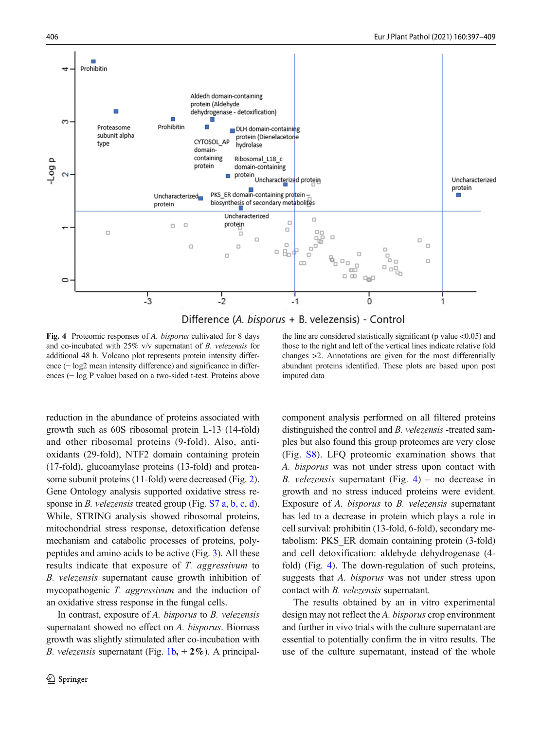**Fig. 4** Proteomic responses of *A. bisporus* cultivated for 8 days and co-incubated with 25% v/v supernatant of *B. velezensis* for additional 48 h. Volcano plot represents protein intensity difference (− log2 mean intensity difference) and significance in differences (− log P value) based on a two-sided t-test. Proteins above the line are considered statistically significant (p value <0.05) and those to the right and left of the vertical lines indicate relative fold changes >2. Annotations are given for the most differentially abundant proteins identified. These plots are based upon post imputed data

reduction in the abundance of proteins associated with growth such as 60S ribosomal protein L-13 (14-fold) and other ribosomal proteins (9-fold). Also, antioxidants (29-fold), NTF2 domain containing protein (17-fold), glucoamylase proteins (13-fold) and proteasome subunit proteins (11-fold) were decreased (Fig. 2). Gene Ontology analysis supported oxidative stress response in *B. velezensis* treated group (Fig. S7 a, b, c, d). While, STRING analysis showed ribosomal proteins, mitochondrial stress response, detoxification defense mechanism and catabolic processes of proteins, polypeptides and amino acids to be active (Fig. 3). All these results indicate that exposure of *T. aggressivum* to *B. velezensis* supernatant cause growth inhibition of mycopathogenic *T. aggressivum* and the induction of an oxidative stress response in the fungal cells.

In contrast, exposure of *A. bisporus* to *B. velezensis* supernatant showed no effect on *A. bisporus*. Biomass growth was slightly stimulated after co-incubation with *B. velezensis* supernatant (Fig. 1b, **+ 2%**). A principal-component analysis performed on all filtered proteins distinguished the control and *B. velezensis* -treated samples but also found this group proteomes are very close (Fig. S8). LFQ proteomic examination shows that *A. bisporus* was not under stress upon contact with *B. velezensis* supernatant (Fig. 4) – no decrease in growth and no stress induced proteins were evident. Exposure of *A. bisporus* to *B. velezensis* supernatant has led to a decrease in protein which plays a role in cell survival: prohibitin (13-fold, 6-fold), secondary metabolism: PKS_ER domain containing protein (3-fold) and cell detoxification: aldehyde dehydrogenase (4-fold) (Fig. 4). The down-regulation of such proteins, suggests that *A. bisporus* was not under stress upon contact with *B. velezensis* supernatant.

The results obtained by an in vitro experimental design may not reflect the *A. bisporus* crop environment and further in vivo trials with the culture supernatant are essential to potentially confirm the in vitro results. The use of the culture supernatant, instead of the whole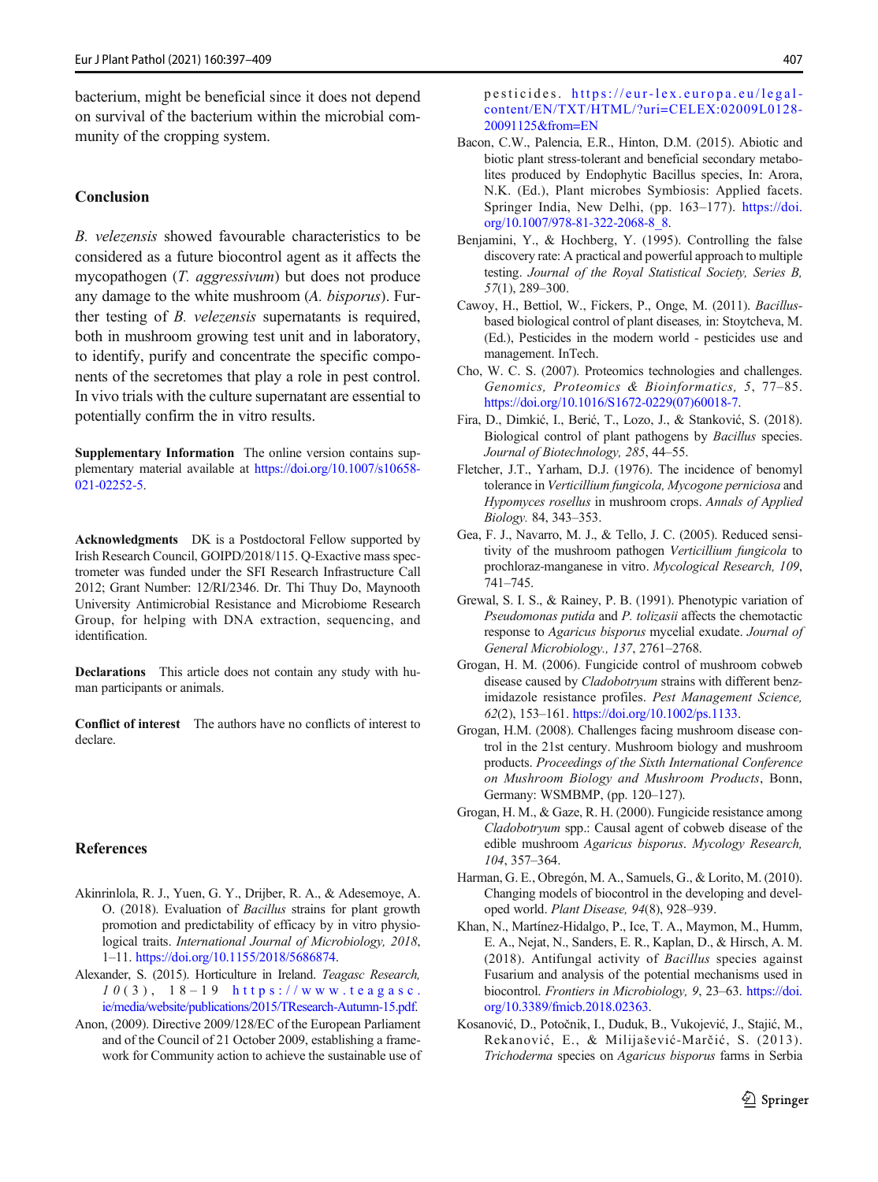bacterium, might be beneficial since it does not depend on survival of the bacterium within the microbial community of the cropping system.

## Conclusion

*B. velezensis* showed favourable characteristics to be considered as a future biocontrol agent as it affects the mycopathogen (*T. aggressivum*) but does not produce any damage to the white mushroom (*A. bisporus*). Further testing of *B. velezensis* supernatants is required, both in mushroom growing test unit and in laboratory, to identify, purify and concentrate the specific components of the secretomes that play a role in pest control. In vivo trials with the culture supernatant are essential to potentially confirm the in vitro results.

**Supplementary Information** The online version contains supplementary material available at https://doi.org/10.1007/s10658-021-02252-5.

**Acknowledgments** DK is a Postdoctoral Fellow supported by Irish Research Council, GOIPD/2018/115. Q-Exactive mass spectrometer was funded under the SFI Research Infrastructure Call 2012; Grant Number: 12/RI/2346. Dr. Thi Thuy Do, Maynooth University Antimicrobial Resistance and Microbiome Research Group, for helping with DNA extraction, sequencing, and identification.

**Declarations** This article does not contain any study with human participants or animals.

**Conflict of interest** The authors have no conflicts of interest to declare.

## References

Akinrinlola, R. J., Yuen, G. Y., Drijber, R. A., & Adesemoye, A. O. (2018). Evaluation of *Bacillus* strains for plant growth promotion and predictability of efficacy by in vitro physiological traits. *International Journal of Microbiology, 2018*, 1–11. https://doi.org/10.1155/2018/5686874.

Alexander, S. (2015). Horticulture in Ireland. *Teagasc Research, 10*(3), 18–19 https://www.teagasc.ie/media/website/publications/2015/TResearch-Autumn-15.pdf.

Anon, (2009). Directive 2009/128/EC of the European Parliament and of the Council of 21 October 2009, establishing a framework for Community action to achieve the sustainable use of pesticides. https://eur-lex.europa.eu/legal-content/EN/TXT/HTML/?uri=CELEX:02009L0128-20091125&from=EN

Bacon, C.W., Palencia, E.R., Hinton, D.M. (2015). Abiotic and biotic plant stress-tolerant and beneficial secondary metabolites produced by Endophytic Bacillus species, In: Arora, N.K. (Ed.), Plant microbes Symbiosis: Applied facets. Springer India, New Delhi, (pp. 163–177). https://doi.org/10.1007/978-81-322-2068-8_8.

Benjamini, Y., & Hochberg, Y. (1995). Controlling the false discovery rate: A practical and powerful approach to multiple testing. *Journal of the Royal Statistical Society, Series B, 57*(1), 289–300.

Cawoy, H., Bettiol, W., Fickers, P., Onge, M. (2011). *Bacillus*-based biological control of plant diseases, in: Stoytcheva, M. (Ed.), Pesticides in the modern world - pesticides use and management. InTech.

Cho, W. C. S. (2007). Proteomics technologies and challenges. *Genomics, Proteomics & Bioinformatics, 5*, 77–85. https://doi.org/10.1016/S1672-0229(07)60018-7.

Fira, D., Dimkić, I., Berić, T., Lozo, J., & Stanković, S. (2018). Biological control of plant pathogens by *Bacillus* species. *Journal of Biotechnology, 285*, 44–55.

Fletcher, J.T., Yarham, D.J. (1976). The incidence of benomyl tolerance in *Verticillium fungicola, Mycogone perniciosa* and *Hypomyces rosellus* in mushroom crops. *Annals of Applied Biology.* 84, 343–353.

Gea, F. J., Navarro, M. J., & Tello, J. C. (2005). Reduced sensitivity of the mushroom pathogen *Verticillium fungicola* to prochloraz-manganese in vitro. *Mycological Research, 109*, 741–745.

Grewal, S. I. S., & Rainey, P. B. (1991). Phenotypic variation of *Pseudomonas putida* and *P. tolizasii* affects the chemotactic response to *Agaricus bisporus* mycelial exudate. *Journal of General Microbiology., 137*, 2761–2768.

Grogan, H. M. (2006). Fungicide control of mushroom cobweb disease caused by *Cladobotryum* strains with different benzimidazole resistance profiles. *Pest Management Science, 62*(2), 153–161. https://doi.org/10.1002/ps.1133.

Grogan, H.M. (2008). Challenges facing mushroom disease control in the 21st century. Mushroom biology and mushroom products. *Proceedings of the Sixth International Conference on Mushroom Biology and Mushroom Products*, Bonn, Germany: WSMBMP, (pp. 120–127).

Grogan, H. M., & Gaze, R. H. (2000). Fungicide resistance among *Cladobotryum* spp.: Causal agent of cobweb disease of the edible mushroom *Agaricus bisporus*. *Mycology Research, 104*, 357–364.

Harman, G. E., Obregón, M. A., Samuels, G., & Lorito, M. (2010). Changing models of biocontrol in the developing and developed world. *Plant Disease, 94*(8), 928–939.

Khan, N., Martínez-Hidalgo, P., Ice, T. A., Maymon, M., Humm, E. A., Nejat, N., Sanders, E. R., Kaplan, D., & Hirsch, A. M. (2018). Antifungal activity of *Bacillus* species against Fusarium and analysis of the potential mechanisms used in biocontrol. *Frontiers in Microbiology, 9*, 23–63. https://doi.org/10.3389/fmicb.2018.02363.

Kosanović, D., Potočnik, I., Duduk, B., Vukojević, J., Stajić, M., Rekanović, E., & Milijašević-Marčić, S. (2013). *Trichoderma* species on *Agaricus bisporus* farms in Serbia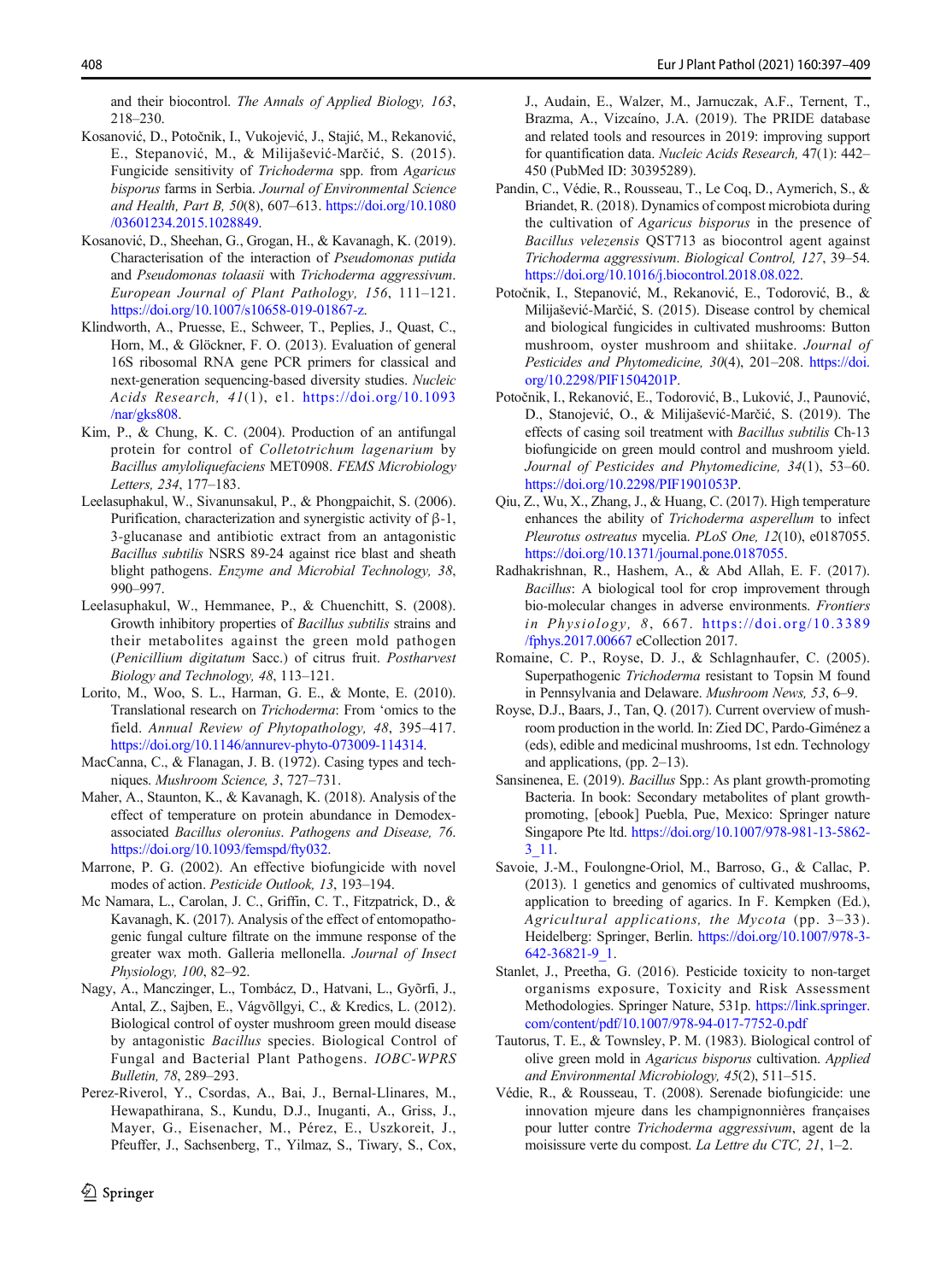and their biocontrol. *The Annals of Applied Biology, 163*, 218–230.

Kosanović, D., Potočnik, I., Vukojević, J., Stajić, M., Rekanović, E., Stepanović, M., & Milijašević-Marčić, S. (2015). Fungicide sensitivity of *Trichoderma* spp. from *Agaricus bisporus* farms in Serbia. *Journal of Environmental Science and Health, Part B, 50*(8), 607–613. https://doi.org/10.1080/03601234.2015.1028849.

Kosanović, D., Sheehan, G., Grogan, H., & Kavanagh, K. (2019). Characterisation of the interaction of *Pseudomonas putida* and *Pseudomonas tolaasii* with *Trichoderma aggressivum*. *European Journal of Plant Pathology, 156*, 111–121. https://doi.org/10.1007/s10658-019-01867-z.

Klindworth, A., Pruesse, E., Schweer, T., Peplies, J., Quast, C., Horn, M., & Glöckner, F. O. (2013). Evaluation of general 16S ribosomal RNA gene PCR primers for classical and next-generation sequencing-based diversity studies. *Nucleic Acids Research, 41*(1), e1. https://doi.org/10.1093/nar/gks808.

Kim, P., & Chung, K. C. (2004). Production of an antifungal protein for control of *Colletotrichum lagenarium* by *Bacillus amyloliquefaciens* MET0908. *FEMS Microbiology Letters, 234*, 177–183.

Leelasuphakul, W., Sivanunsakul, P., & Phongpaichit, S. (2006). Purification, characterization and synergistic activity of β-1, 3-glucanase and antibiotic extract from an antagonistic *Bacillus subtilis* NSRS 89-24 against rice blast and sheath blight pathogens. *Enzyme and Microbial Technology, 38*, 990–997.

Leelasuphakul, W., Hemmanee, P., & Chuenchitt, S. (2008). Growth inhibitory properties of *Bacillus subtilis* strains and their metabolites against the green mold pathogen (*Penicillium digitatum* Sacc.) of citrus fruit. *Postharvest Biology and Technology, 48*, 113–121.

Lorito, M., Woo, S. L., Harman, G. E., & Monte, E. (2010). Translational research on *Trichoderma*: From 'omics to the field. *Annual Review of Phytopathology, 48*, 395–417. https://doi.org/10.1146/annurev-phyto-073009-114314.

MacCanna, C., & Flanagan, J. B. (1972). Casing types and techniques. *Mushroom Science, 3*, 727–731.

Maher, A., Staunton, K., & Kavanagh, K. (2018). Analysis of the effect of temperature on protein abundance in Demodex-associated *Bacillus oleronius*. *Pathogens and Disease, 76*. https://doi.org/10.1093/femspd/fty032.

Marrone, P. G. (2002). An effective biofungicide with novel modes of action. *Pesticide Outlook, 13*, 193–194.

Mc Namara, L., Carolan, J. C., Griffin, C. T., Fitzpatrick, D., & Kavanagh, K. (2017). Analysis of the effect of entomopathogenic fungal culture filtrate on the immune response of the greater wax moth. Galleria mellonella. *Journal of Insect Physiology, 100*, 82–92.

Nagy, A., Manczinger, L., Tombácz, D., Hatvani, L., Győrfi, J., Antal, Z., Sajben, E., Vágvõllgyi, C., & Kredics, L. (2012). Biological control of oyster mushroom green mould disease by antagonistic *Bacillus* species. Biological Control of Fungal and Bacterial Plant Pathogens. *IOBC-WPRS Bulletin, 78*, 289–293.

Perez-Riverol, Y., Csordas, A., Bai, J., Bernal-Llinares, M., Hewapathirana, S., Kundu, D.J., Inuganti, A., Griss, J., Mayer, G., Eisenacher, M., Pérez, E., Uszkoreit, J., Pfeuffer, J., Sachsenberg, T., Yilmaz, S., Tiwary, S., Cox, J., Audain, E., Walzer, M., Jarnuczak, A.F., Ternent, T., Brazma, A., Vizcaíno, J.A. (2019). The PRIDE database and related tools and resources in 2019: improving support for quantification data. *Nucleic Acids Research,* 47(1): 442–450 (PubMed ID: 30395289).

Pandin, C., Védie, R., Rousseau, T., Le Coq, D., Aymerich, S., & Briandet, R. (2018). Dynamics of compost microbiota during the cultivation of *Agaricus bisporus* in the presence of *Bacillus velezensis* QST713 as biocontrol agent against *Trichoderma aggressivum*. *Biological Control, 127*, 39–54. https://doi.org/10.1016/j.biocontrol.2018.08.022.

Potočnik, I., Stepanović, M., Rekanović, E., Todorović, B., & Milijašević-Marčić, S. (2015). Disease control by chemical and biological fungicides in cultivated mushrooms: Button mushroom, oyster mushroom and shiitake. *Journal of Pesticides and Phytomedicine, 30*(4), 201–208. https://doi.org/10.2298/PIF1504201P.

Potočnik, I., Rekanović, E., Todorović, B., Luković, J., Paunović, D., Stanojević, O., & Milijašević-Marčić, S. (2019). The effects of casing soil treatment with *Bacillus subtilis* Ch-13 biofungicide on green mould control and mushroom yield. *Journal of Pesticides and Phytomedicine, 34*(1), 53–60. https://doi.org/10.2298/PIF1901053P.

Qiu, Z., Wu, X., Zhang, J., & Huang, C. (2017). High temperature enhances the ability of *Trichoderma asperellum* to infect *Pleurotus ostreatus* mycelia. *PLoS One, 12*(10), e0187055. https://doi.org/10.1371/journal.pone.0187055.

Radhakrishnan, R., Hashem, A., & Abd Allah, E. F. (2017). *Bacillus*: A biological tool for crop improvement through bio-molecular changes in adverse environments. *Frontiers in Physiology, 8*, 667. https://doi.org/10.3389/fphys.2017.00667 eCollection 2017.

Romaine, C. P., Royse, D. J., & Schlagnhaufer, C. (2005). Superpathogenic *Trichoderma* resistant to Topsin M found in Pennsylvania and Delaware. *Mushroom News, 53*, 6–9.

Royse, D.J., Baars, J., Tan, Q. (2017). Current overview of mushroom production in the world. In: Zied DC, Pardo-Giménez a (eds), edible and medicinal mushrooms, 1st edn. Technology and applications, (pp. 2–13).

Sansinenea, E. (2019). *Bacillus* Spp.: As plant growth-promoting Bacteria. In book: Secondary metabolites of plant growth-promoting, [ebook] Puebla, Pue, Mexico: Springer nature Singapore Pte ltd. https://doi.org/10.1007/978-981-13-5862-3_11.

Savoie, J.-M., Foulongne-Oriol, M., Barroso, G., & Callac, P. (2013). 1 genetics and genomics of cultivated mushrooms, application to breeding of agarics. In F. Kempken (Ed.), *Agricultural applications, the Mycota* (pp. 3–33). Heidelberg: Springer, Berlin. https://doi.org/10.1007/978-3-642-36821-9_1.

Stanlet, J., Preetha, G. (2016). Pesticide toxicity to non-target organisms exposure, Toxicity and Risk Assessment Methodologies. Springer Nature, 531p. https://link.springer.com/content/pdf/10.1007/978-94-017-7752-0.pdf

Tautorus, T. E., & Townsley, P. M. (1983). Biological control of olive green mold in *Agaricus bisporus* cultivation. *Applied and Environmental Microbiology, 45*(2), 511–515.

Védie, R., & Rousseau, T. (2008). Serenade biofungicide: une innovation mjeure dans les champignonnières françaises pour lutter contre *Trichoderma aggressivum*, agent de la moisissure verte du compost. *La Lettre du CTC, 21*, 1–2.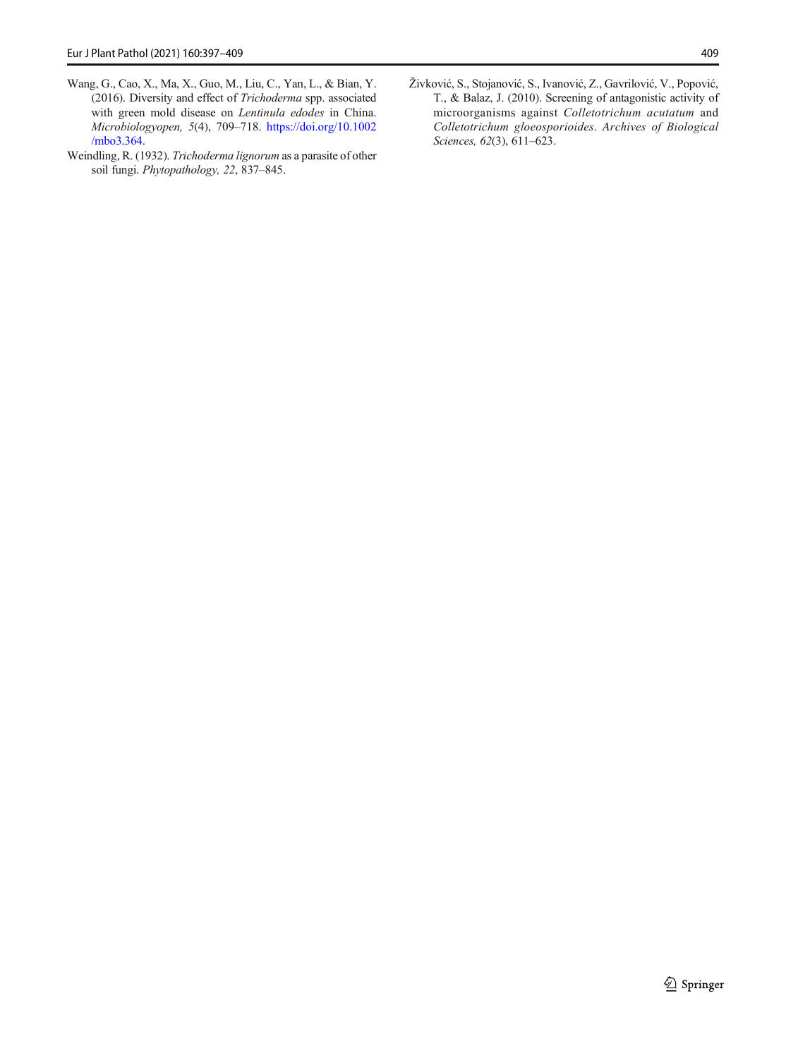Wang, G., Cao, X., Ma, X., Guo, M., Liu, C., Yan, L., & Bian, Y. (2016). Diversity and effect of *Trichoderma* spp. associated with green mold disease on *Lentinula edodes* in China. *Microbiologyopen, 5*(4), 709–718. https://doi.org/10.1002/mbo3.364.

Weindling, R. (1932). *Trichoderma lignorum* as a parasite of other soil fungi. *Phytopathology, 22*, 837–845.

Živković, S., Stojanović, S., Ivanović, Z., Gavrilović, V., Popović, T., & Balaz, J. (2010). Screening of antagonistic activity of microorganisms against *Colletotrichum acutatum* and *Colletotrichum gloeosporioides*. *Archives of Biological Sciences, 62*(3), 611–623.